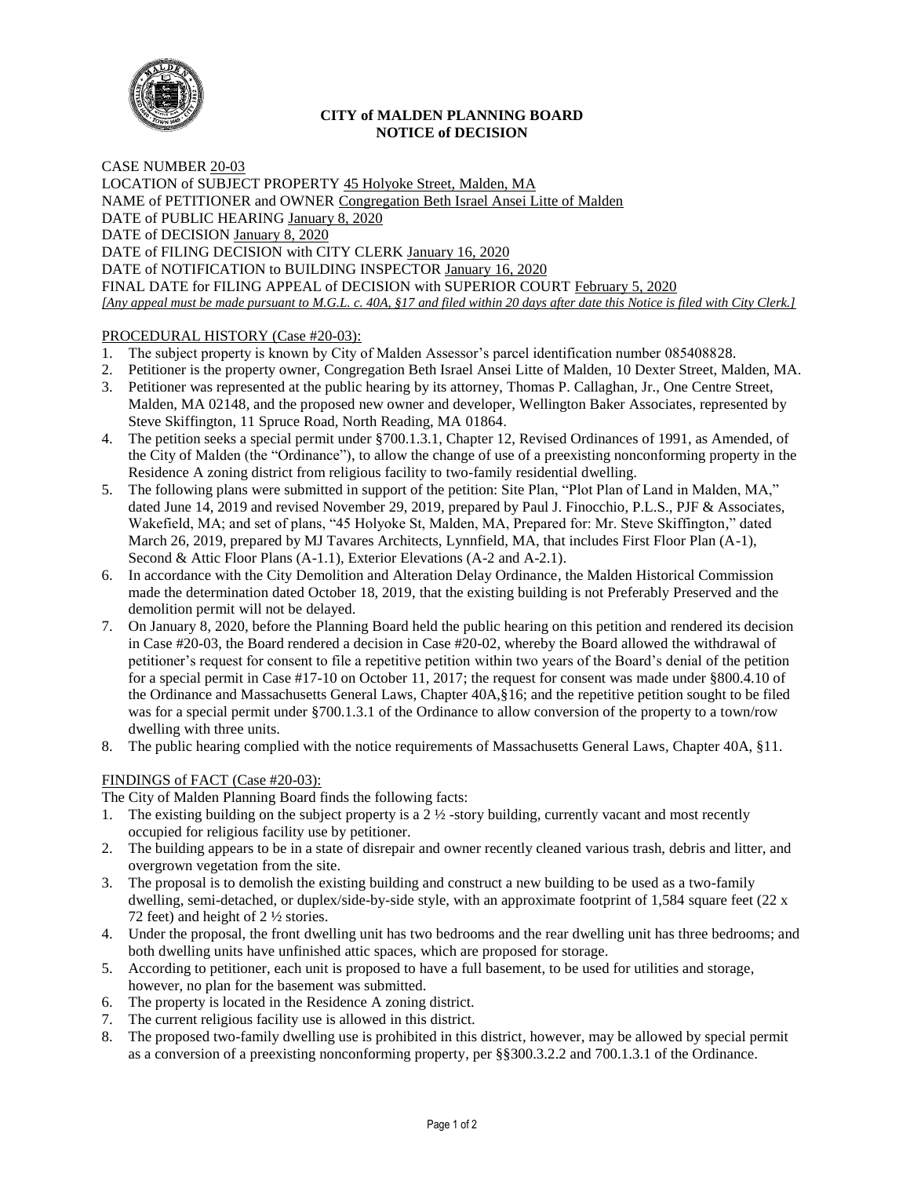## CITY of MALDEN PLANNING BOARD
## NOTICE of DECISION

CASE NUMBER 20-03
LOCATION of SUBJECT PROPERTY 45 Holyoke Street, Malden, MA
NAME of PETITIONER and OWNER Congregation Beth Israel Ansei Litte of Malden
DATE of PUBLIC HEARING January 8, 2020
DATE of DECISION January 8, 2020
DATE of FILING DECISION with CITY CLERK January 16, 2020
DATE of NOTIFICATION to BUILDING INSPECTOR January 16, 2020
FINAL DATE for FILING APPEAL of DECISION with SUPERIOR COURT February 5, 2020
*[Any appeal must be made pursuant to M.G.L. c. 40A, §17 and filed within 20 days after date this Notice is filed with City Clerk.]*

PROCEDURAL HISTORY (Case #20-03):

1. The subject property is known by City of Malden Assessor's parcel identification number 085408828.
2. Petitioner is the property owner, Congregation Beth Israel Ansei Litte of Malden, 10 Dexter Street, Malden, MA.
3. Petitioner was represented at the public hearing by its attorney, Thomas P. Callaghan, Jr., One Centre Street, Malden, MA 02148, and the proposed new owner and developer, Wellington Baker Associates, represented by Steve Skiffington, 11 Spruce Road, North Reading, MA 01864.
4. The petition seeks a special permit under §700.1.3.1, Chapter 12, Revised Ordinances of 1991, as Amended, of the City of Malden (the "Ordinance"), to allow the change of use of a preexisting nonconforming property in the Residence A zoning district from religious facility to two-family residential dwelling.
5. The following plans were submitted in support of the petition: Site Plan, "Plot Plan of Land in Malden, MA," dated June 14, 2019 and revised November 29, 2019, prepared by Paul J. Finocchio, P.L.S., PJF & Associates, Wakefield, MA; and set of plans, "45 Holyoke St, Malden, MA, Prepared for: Mr. Steve Skiffington," dated March 26, 2019, prepared by MJ Tavares Architects, Lynnfield, MA, that includes First Floor Plan (A-1), Second & Attic Floor Plans (A-1.1), Exterior Elevations (A-2 and A-2.1).
6. In accordance with the City Demolition and Alteration Delay Ordinance, the Malden Historical Commission made the determination dated October 18, 2019, that the existing building is not Preferably Preserved and the demolition permit will not be delayed.
7. On January 8, 2020, before the Planning Board held the public hearing on this petition and rendered its decision in Case #20-03, the Board rendered a decision in Case #20-02, whereby the Board allowed the withdrawal of petitioner's request for consent to file a repetitive petition within two years of the Board's denial of the petition for a special permit in Case #17-10 on October 11, 2017; the request for consent was made under §800.4.10 of the Ordinance and Massachusetts General Laws, Chapter 40A,§16; and the repetitive petition sought to be filed was for a special permit under §700.1.3.1 of the Ordinance to allow conversion of the property to a town/row dwelling with three units.
8. The public hearing complied with the notice requirements of Massachusetts General Laws, Chapter 40A, §11.

FINDINGS of FACT (Case #20-03):

The City of Malden Planning Board finds the following facts:

1. The existing building on the subject property is a 2 ½ -story building, currently vacant and most recently occupied for religious facility use by petitioner.
2. The building appears to be in a state of disrepair and owner recently cleaned various trash, debris and litter, and overgrown vegetation from the site.
3. The proposal is to demolish the existing building and construct a new building to be used as a two-family dwelling, semi-detached, or duplex/side-by-side style, with an approximate footprint of 1,584 square feet (22 x 72 feet) and height of 2 ½ stories.
4. Under the proposal, the front dwelling unit has two bedrooms and the rear dwelling unit has three bedrooms; and both dwelling units have unfinished attic spaces, which are proposed for storage.
5. According to petitioner, each unit is proposed to have a full basement, to be used for utilities and storage, however, no plan for the basement was submitted.
6. The property is located in the Residence A zoning district.
7. The current religious facility use is allowed in this district.
8. The proposed two-family dwelling use is prohibited in this district, however, may be allowed by special permit as a conversion of a preexisting nonconforming property, per §§300.3.2.2 and 700.1.3.1 of the Ordinance.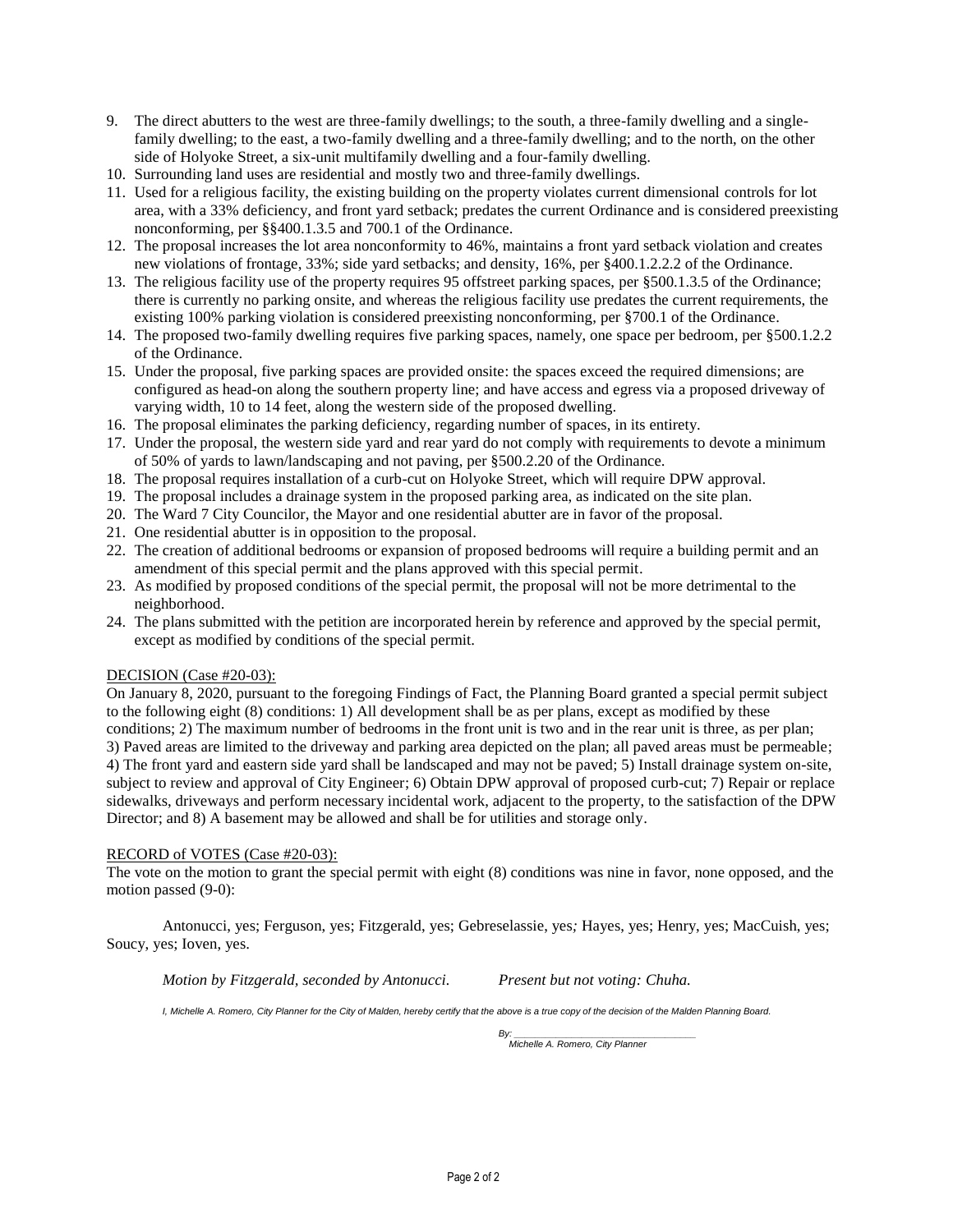9. The direct abutters to the west are three-family dwellings; to the south, a three-family dwelling and a single-family dwelling; to the east, a two-family dwelling and a three-family dwelling; and to the north, on the other side of Holyoke Street, a six-unit multifamily dwelling and a four-family dwelling.
10. Surrounding land uses are residential and mostly two and three-family dwellings.
11. Used for a religious facility, the existing building on the property violates current dimensional controls for lot area, with a 33% deficiency, and front yard setback; predates the current Ordinance and is considered preexisting nonconforming, per §§400.1.3.5 and 700.1 of the Ordinance.
12. The proposal increases the lot area nonconformity to 46%, maintains a front yard setback violation and creates new violations of frontage, 33%; side yard setbacks; and density, 16%, per §400.1.2.2.2 of the Ordinance.
13. The religious facility use of the property requires 95 offstreet parking spaces, per §500.1.3.5 of the Ordinance; there is currently no parking onsite, and whereas the religious facility use predates the current requirements, the existing 100% parking violation is considered preexisting nonconforming, per §700.1 of the Ordinance.
14. The proposed two-family dwelling requires five parking spaces, namely, one space per bedroom, per §500.1.2.2 of the Ordinance.
15. Under the proposal, five parking spaces are provided onsite: the spaces exceed the required dimensions; are configured as head-on along the southern property line; and have access and egress via a proposed driveway of varying width, 10 to 14 feet, along the western side of the proposed dwelling.
16. The proposal eliminates the parking deficiency, regarding number of spaces, in its entirety.
17. Under the proposal, the western side yard and rear yard do not comply with requirements to devote a minimum of 50% of yards to lawn/landscaping and not paving, per §500.2.20 of the Ordinance.
18. The proposal requires installation of a curb-cut on Holyoke Street, which will require DPW approval.
19. The proposal includes a drainage system in the proposed parking area, as indicated on the site plan.
20. The Ward 7 City Councilor, the Mayor and one residential abutter are in favor of the proposal.
21. One residential abutter is in opposition to the proposal.
22. The creation of additional bedrooms or expansion of proposed bedrooms will require a building permit and an amendment of this special permit and the plans approved with this special permit.
23. As modified by proposed conditions of the special permit, the proposal will not be more detrimental to the neighborhood.
24. The plans submitted with the petition are incorporated herein by reference and approved by the special permit, except as modified by conditions of the special permit.

DECISION (Case #20-03):

On January 8, 2020, pursuant to the foregoing Findings of Fact, the Planning Board granted a special permit subject to the following eight (8) conditions: 1) All development shall be as per plans, except as modified by these conditions; 2) The maximum number of bedrooms in the front unit is two and in the rear unit is three, as per plan; 3) Paved areas are limited to the driveway and parking area depicted on the plan; all paved areas must be permeable; 4) The front yard and eastern side yard shall be landscaped and may not be paved; 5) Install drainage system on-site, subject to review and approval of City Engineer; 6) Obtain DPW approval of proposed curb-cut; 7) Repair or replace sidewalks, driveways and perform necessary incidental work, adjacent to the property, to the satisfaction of the DPW Director; and 8) A basement may be allowed and shall be for utilities and storage only.

RECORD of VOTES (Case #20-03):

The vote on the motion to grant the special permit with eight (8) conditions was nine in favor, none opposed, and the motion passed (9-0):

Antonucci, yes; Ferguson, yes; Fitzgerald, yes; Gebreselassie, yes; Hayes, yes; Henry, yes; MacCuish, yes; Soucy, yes; Ioven, yes.

*Motion by Fitzgerald, seconded by Antonucci.* *Present but not voting: Chuha.*

*I, Michelle A. Romero, City Planner for the City of Malden, hereby certify that the above is a true copy of the decision of the Malden Planning Board.*

*By: \_\_\_\_\_\_\_\_\_\_\_\_\_\_\_\_\_\_\_\_\_\_\_\_\_\_\_\_*
*Michelle A. Romero, City Planner*